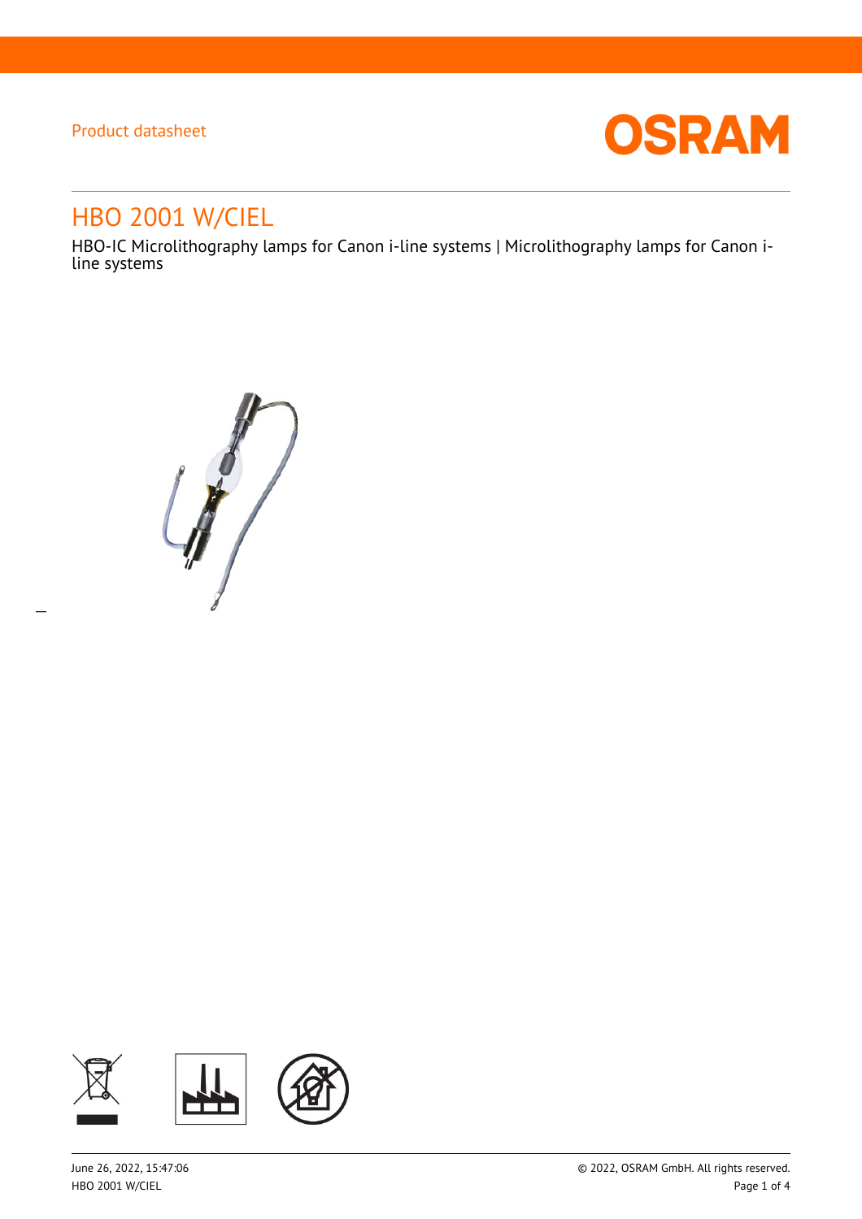Product datasheet

# HBO 2001 W/CIEL

HBO-IC Microlithography lamps for Canon i-line systems | Microlithography lamps for Canon i-line systems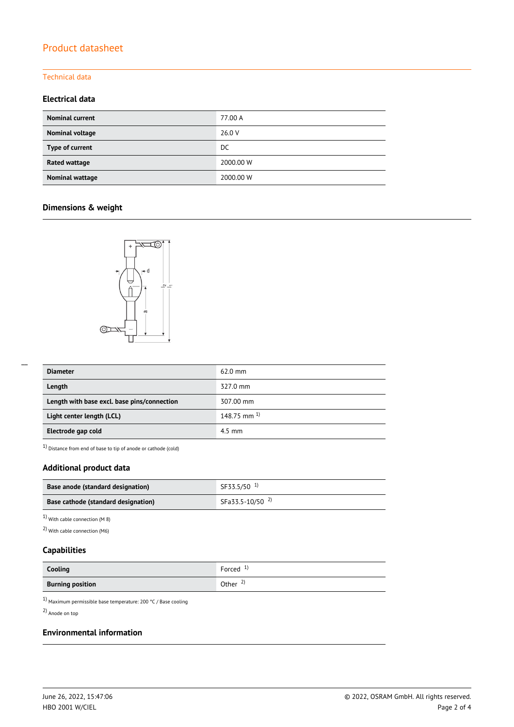# Product datasheet

## Technical data

### Electrical data

| | |
|---|---|
| **Nominal current** | 77.00 A |
| **Nominal voltage** | 26.0 V |
| **Type of current** | DC |
| **Rated wattage** | 2000.00 W |
| **Nominal wattage** | 2000.00 W |

### Dimensions & weight

| | |
|---|---|
| **Diameter** | 62.0 mm |
| **Length** | 327.0 mm |
| **Length with base excl. base pins/connection** | 307.00 mm |
| **Light center length (LCL)** | 148.75 mm [1] |
| **Electrode gap cold** | 4.5 mm |

[1] Distance from end of base to tip of anode or cathode (cold)

### Additional product data

| | |
|---|---|
| **Base anode (standard designation)** | SF33.5/50 [1] |
| **Base cathode (standard designation)** | SFa33.5-10/50 [2] |

[1] With cable connection (M 8)

[2] With cable connection (M6)

### Capabilities

| | |
|---|---|
| **Cooling** | Forced [1] |
| **Burning position** | Other [2] |

[1] Maximum permissible base temperature: 200 °C / Base cooling

[2] Anode on top

### Environmental information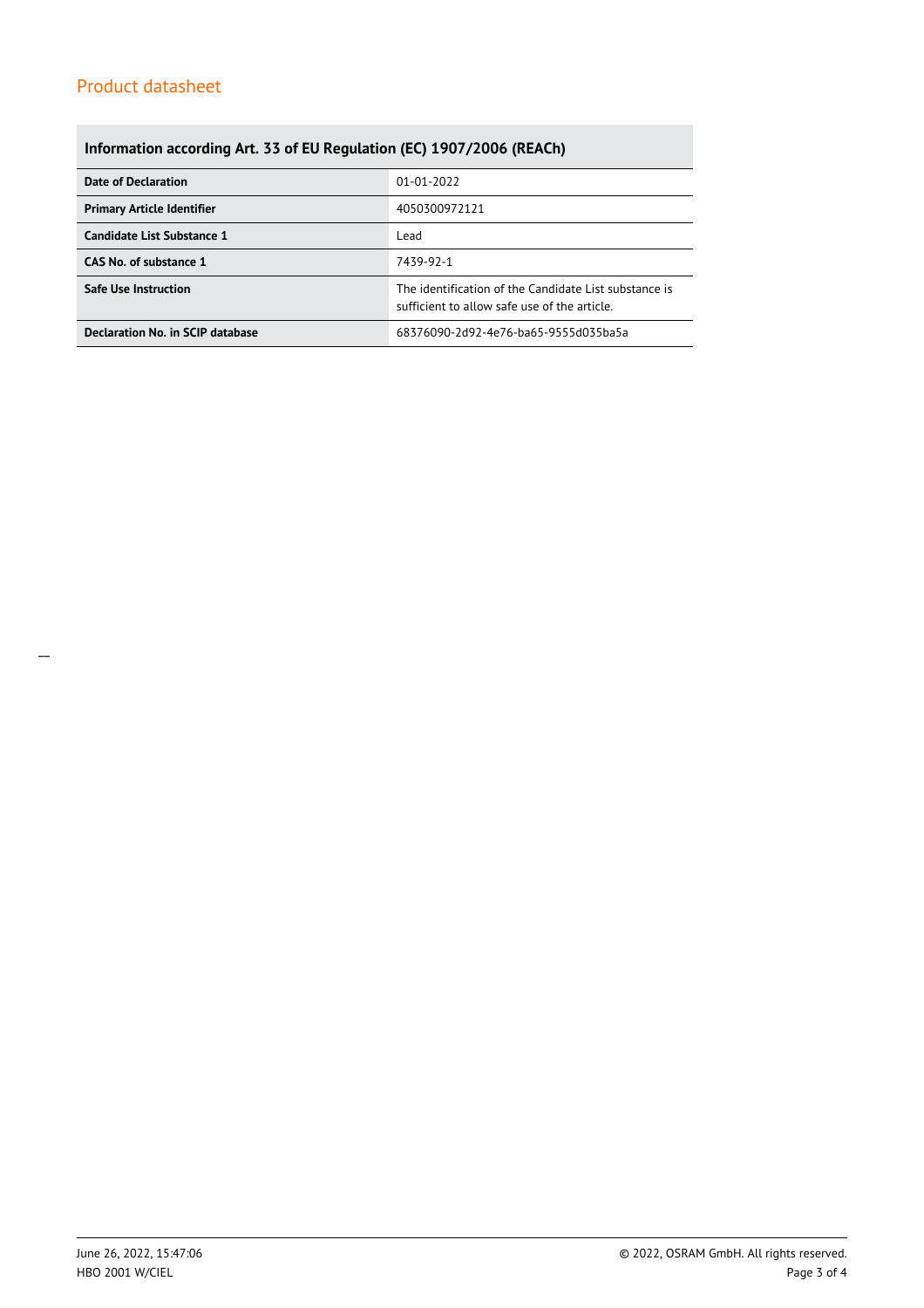Product datasheet

## Information according Art. 33 of EU Regulation (EC) 1907/2006 (REACh)

| | |
|---|---|
| **Date of Declaration** | 01-01-2022 |
| **Primary Article Identifier** | 4050300972121 |
| **Candidate List Substance 1** | Lead |
| **CAS No. of substance 1** | 7439-92-1 |
| **Safe Use Instruction** | The identification of the Candidate List substance is sufficient to allow safe use of the article. |
| **Declaration No. in SCIP database** | 68376090-2d92-4e76-ba65-9555d035ba5a |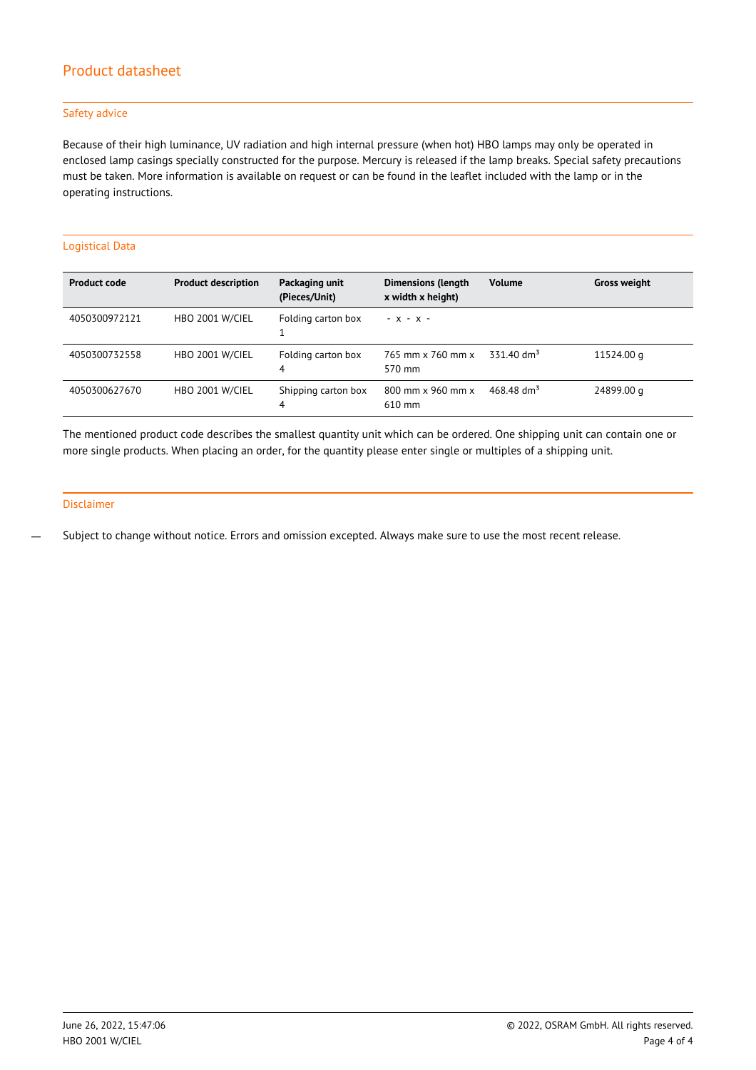# Product datasheet

## Safety advice

Because of their high luminance, UV radiation and high internal pressure (when hot) HBO lamps may only be operated in enclosed lamp casings specially constructed for the purpose. Mercury is released if the lamp breaks. Special safety precautions must be taken. More information is available on request or can be found in the leaflet included with the lamp or in the operating instructions.

## Logistical Data

| Product code | Product description | Packaging unit (Pieces/Unit) | Dimensions (length x width x height) | Volume | Gross weight |
|---|---|---|---|---|---|
| 4050300972121 | HBO 2001 W/CIEL | Folding carton box 1 | - x - x - | | |
| 4050300732558 | HBO 2001 W/CIEL | Folding carton box 4 | 765 mm x 760 mm x 570 mm | 331.40 $dm^3$ | 11524.00 g |
| 4050300627670 | HBO 2001 W/CIEL | Shipping carton box 4 | 800 mm x 960 mm x 610 mm | 468.48 $dm^3$ | 24899.00 g |

The mentioned product code describes the smallest quantity unit which can be ordered. One shipping unit can contain one or more single products. When placing an order, for the quantity please enter single or multiples of a shipping unit.

## Disclaimer

Subject to change without notice. Errors and omission excepted. Always make sure to use the most recent release.